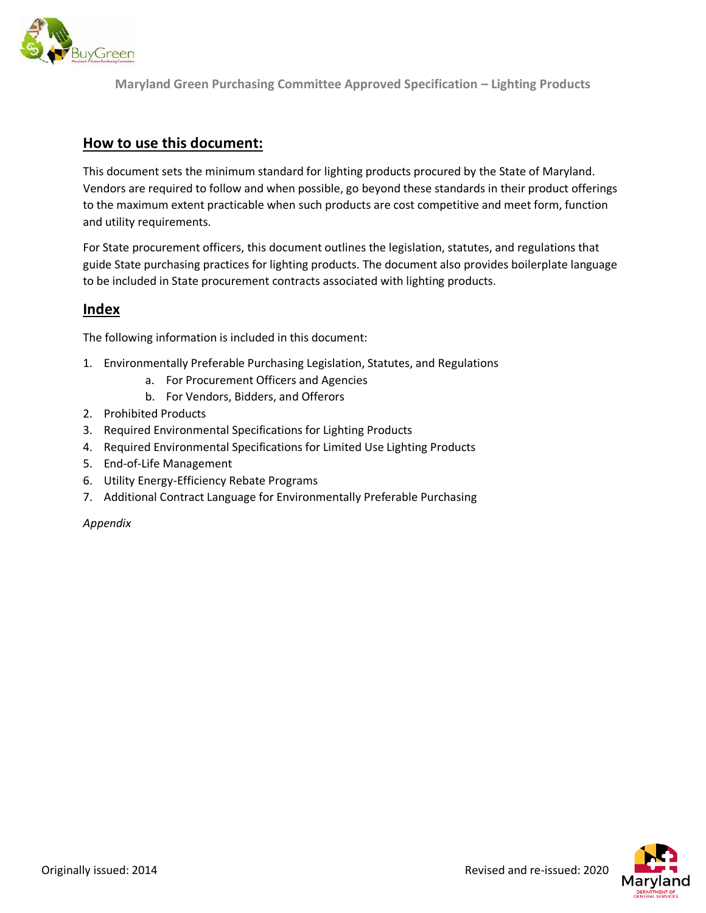# Maryland Green Purchasing Committee Approved Specification – Lighting Products

## How to use this document:

This document sets the minimum standard for lighting products procured by the State of Maryland. Vendors are required to follow and when possible, go beyond these standards in their product offerings to the maximum extent practicable when such products are cost competitive and meet form, function and utility requirements.

For State procurement officers, this document outlines the legislation, statutes, and regulations that guide State purchasing practices for lighting products. The document also provides boilerplate language to be included in State procurement contracts associated with lighting products.

## Index

The following information is included in this document:

1. Environmentally Preferable Purchasing Legislation, Statutes, and Regulations
   a. For Procurement Officers and Agencies
   b. For Vendors, Bidders, and Offerors
2. Prohibited Products
3. Required Environmental Specifications for Lighting Products
4. Required Environmental Specifications for Limited Use Lighting Products
5. End-of-Life Management
6. Utility Energy-Efficiency Rebate Programs
7. Additional Contract Language for Environmentally Preferable Purchasing

*Appendix*

Originally issued: 2014

Revised and re-issued: 2020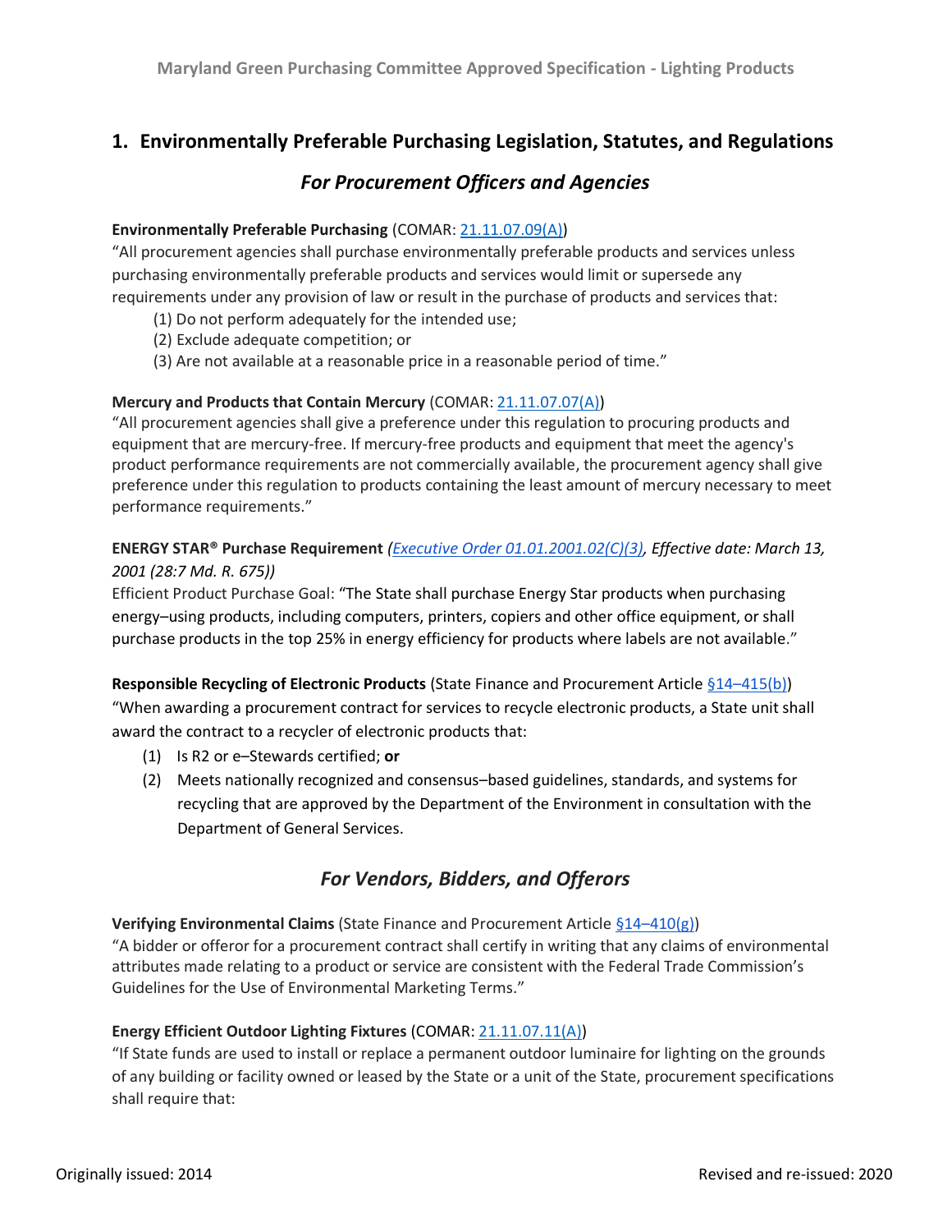## 1. Environmentally Preferable Purchasing Legislation, Statutes, and Regulations

### *For Procurement Officers and Agencies*

**Environmentally Preferable Purchasing** (COMAR: [21.11.07.09(A)](#))

"All procurement agencies shall purchase environmentally preferable products and services unless purchasing environmentally preferable products and services would limit or supersede any requirements under any provision of law or result in the purchase of products and services that:

(1) Do not perform adequately for the intended use;
(2) Exclude adequate competition; or
(3) Are not available at a reasonable price in a reasonable period of time."

**Mercury and Products that Contain Mercury** (COMAR: [21.11.07.07(A)](#))

"All procurement agencies shall give a preference under this regulation to procuring products and equipment that are mercury-free. If mercury-free products and equipment that meet the agency's product performance requirements are not commercially available, the procurement agency shall give preference under this regulation to products containing the least amount of mercury necessary to meet performance requirements."

**ENERGY STAR® Purchase Requirement** *([Executive Order 01.01.2001.02(C)(3)](#), Effective date: March 13, 2001 (28:7 Md. R. 675))*

Efficient Product Purchase Goal: "The State shall purchase Energy Star products when purchasing energy–using products, including computers, printers, copiers and other office equipment, or shall purchase products in the top 25% in energy efficiency for products where labels are not available."

**Responsible Recycling of Electronic Products** (State Finance and Procurement Article [§14–415(b)](#))

"When awarding a procurement contract for services to recycle electronic products, a State unit shall award the contract to a recycler of electronic products that:

(1) Is R2 or e–Stewards certified; **or**
(2) Meets nationally recognized and consensus–based guidelines, standards, and systems for recycling that are approved by the Department of the Environment in consultation with the Department of General Services.

### *For Vendors, Bidders, and Offerors*

**Verifying Environmental Claims** (State Finance and Procurement Article [§14–410(g)](#))

"A bidder or offeror for a procurement contract shall certify in writing that any claims of environmental attributes made relating to a product or service are consistent with the Federal Trade Commission's Guidelines for the Use of Environmental Marketing Terms."

**Energy Efficient Outdoor Lighting Fixtures** (COMAR: [21.11.07.11(A)](#))

"If State funds are used to install or replace a permanent outdoor luminaire for lighting on the grounds of any building or facility owned or leased by the State or a unit of the State, procurement specifications shall require that: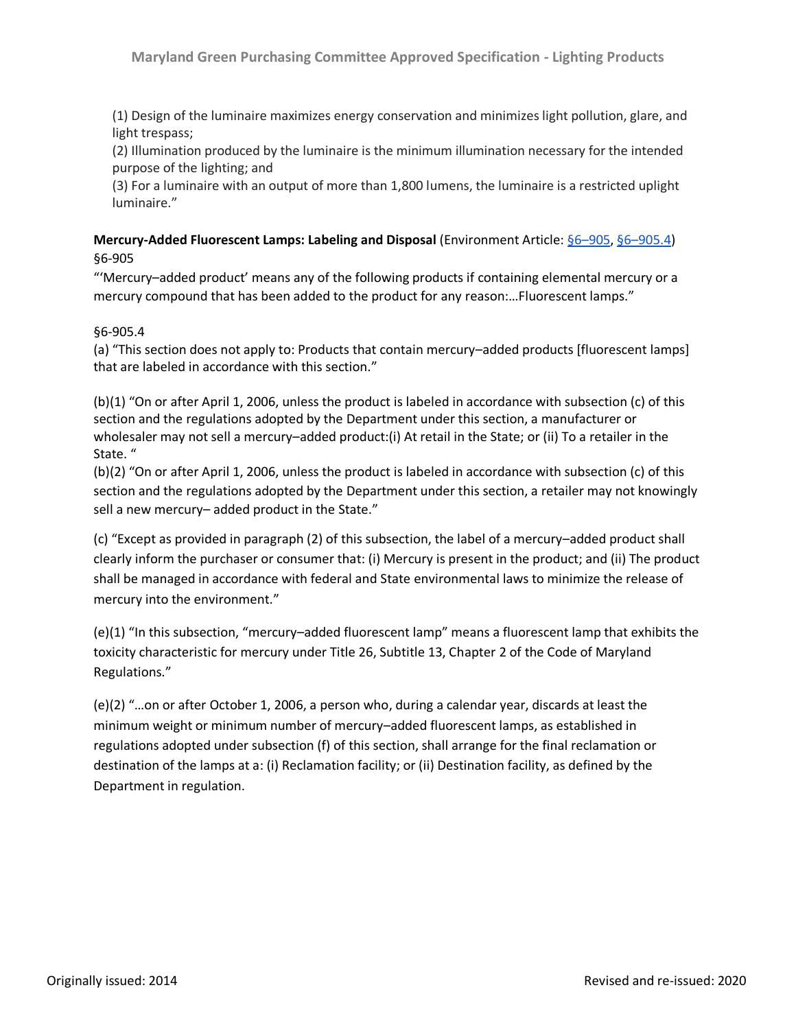(1) Design of the luminaire maximizes energy conservation and minimizes light pollution, glare, and light trespass;
(2) Illumination produced by the luminaire is the minimum illumination necessary for the intended purpose of the lighting; and
(3) For a luminaire with an output of more than 1,800 lumens, the luminaire is a restricted uplight luminaire."

**Mercury-Added Fluorescent Lamps: Labeling and Disposal** (Environment Article: §6–905, §6–905.4)
§6-905
"'Mercury–added product' means any of the following products if containing elemental mercury or a mercury compound that has been added to the product for any reason:…Fluorescent lamps."

§6-905.4
(a) "This section does not apply to: Products that contain mercury–added products [fluorescent lamps] that are labeled in accordance with this section."

(b)(1) "On or after April 1, 2006, unless the product is labeled in accordance with subsection (c) of this section and the regulations adopted by the Department under this section, a manufacturer or wholesaler may not sell a mercury–added product:(i) At retail in the State; or (ii) To a retailer in the State. "
(b)(2) "On or after April 1, 2006, unless the product is labeled in accordance with subsection (c) of this section and the regulations adopted by the Department under this section, a retailer may not knowingly sell a new mercury– added product in the State."

(c) "Except as provided in paragraph (2) of this subsection, the label of a mercury–added product shall clearly inform the purchaser or consumer that: (i) Mercury is present in the product; and (ii) The product shall be managed in accordance with federal and State environmental laws to minimize the release of mercury into the environment."

(e)(1) "In this subsection, "mercury–added fluorescent lamp" means a fluorescent lamp that exhibits the toxicity characteristic for mercury under Title 26, Subtitle 13, Chapter 2 of the Code of Maryland Regulations."

(e)(2) "…on or after October 1, 2006, a person who, during a calendar year, discards at least the minimum weight or minimum number of mercury–added fluorescent lamps, as established in regulations adopted under subsection (f) of this section, shall arrange for the final reclamation or destination of the lamps at a: (i) Reclamation facility; or (ii) Destination facility, as defined by the Department in regulation.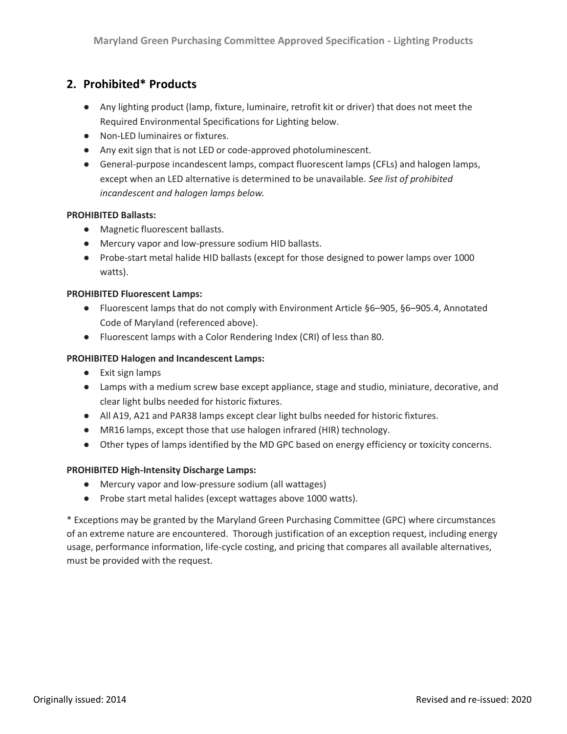## 2. Prohibited* Products

- Any lighting product (lamp, fixture, luminaire, retrofit kit or driver) that does not meet the Required Environmental Specifications for Lighting below.
- Non-LED luminaires or fixtures.
- Any exit sign that is not LED or code-approved photoluminescent.
- General-purpose incandescent lamps, compact fluorescent lamps (CFLs) and halogen lamps, except when an LED alternative is determined to be unavailable. *See list of prohibited incandescent and halogen lamps below.*

**PROHIBITED Ballasts:**

- Magnetic fluorescent ballasts.
- Mercury vapor and low-pressure sodium HID ballasts.
- Probe-start metal halide HID ballasts (except for those designed to power lamps over 1000 watts).

**PROHIBITED Fluorescent Lamps:**

- Fluorescent lamps that do not comply with Environment Article §6–905, §6–905.4, Annotated Code of Maryland (referenced above).
- Fluorescent lamps with a Color Rendering Index (CRI) of less than 80.

**PROHIBITED Halogen and Incandescent Lamps:**

- Exit sign lamps
- Lamps with a medium screw base except appliance, stage and studio, miniature, decorative, and clear light bulbs needed for historic fixtures.
- All A19, A21 and PAR38 lamps except clear light bulbs needed for historic fixtures.
- MR16 lamps, except those that use halogen infrared (HIR) technology.
- Other types of lamps identified by the MD GPC based on energy efficiency or toxicity concerns.

**PROHIBITED High-Intensity Discharge Lamps:**

- Mercury vapor and low-pressure sodium (all wattages)
- Probe start metal halides (except wattages above 1000 watts).

* Exceptions may be granted by the Maryland Green Purchasing Committee (GPC) where circumstances of an extreme nature are encountered. Thorough justification of an exception request, including energy usage, performance information, life-cycle costing, and pricing that compares all available alternatives, must be provided with the request.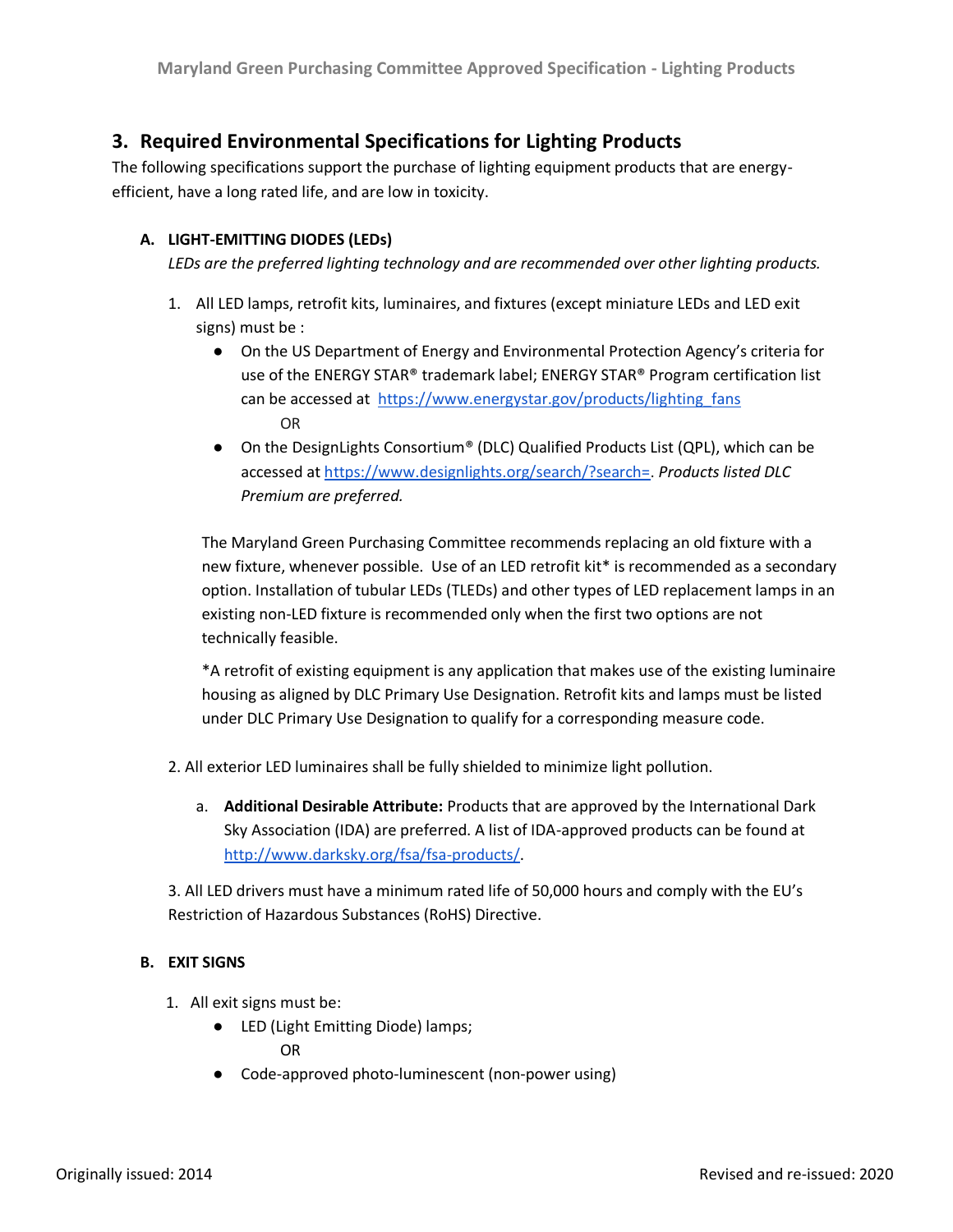## 3. Required Environmental Specifications for Lighting Products

The following specifications support the purchase of lighting equipment products that are energy-efficient, have a long rated life, and are low in toxicity.

### A. LIGHT-EMITTING DIODES (LEDs)

*LEDs are the preferred lighting technology and are recommended over other lighting products.*

1. All LED lamps, retrofit kits, luminaires, and fixtures (except miniature LEDs and LED exit signs) must be :
   - On the US Department of Energy and Environmental Protection Agency's criteria for use of the ENERGY STAR® trademark label; ENERGY STAR® Program certification list can be accessed at https://www.energystar.gov/products/lighting_fans

     OR
   - On the DesignLights Consortium® (DLC) Qualified Products List (QPL), which can be accessed at https://www.designlights.org/search/?search=. *Products listed DLC Premium are preferred.*

   The Maryland Green Purchasing Committee recommends replacing an old fixture with a new fixture, whenever possible. Use of an LED retrofit kit* is recommended as a secondary option. Installation of tubular LEDs (TLEDs) and other types of LED replacement lamps in an existing non-LED fixture is recommended only when the first two options are not technically feasible.

   *A retrofit of existing equipment is any application that makes use of the existing luminaire housing as aligned by DLC Primary Use Designation. Retrofit kits and lamps must be listed under DLC Primary Use Designation to qualify for a corresponding measure code.

2. All exterior LED luminaires shall be fully shielded to minimize light pollution.

   a. **Additional Desirable Attribute:** Products that are approved by the International Dark Sky Association (IDA) are preferred. A list of IDA-approved products can be found at http://www.darksky.org/fsa/fsa-products/.

3. All LED drivers must have a minimum rated life of 50,000 hours and comply with the EU's Restriction of Hazardous Substances (RoHS) Directive.

### B. EXIT SIGNS

1. All exit signs must be:
   - LED (Light Emitting Diode) lamps;

     OR
   - Code-approved photo-luminescent (non-power using)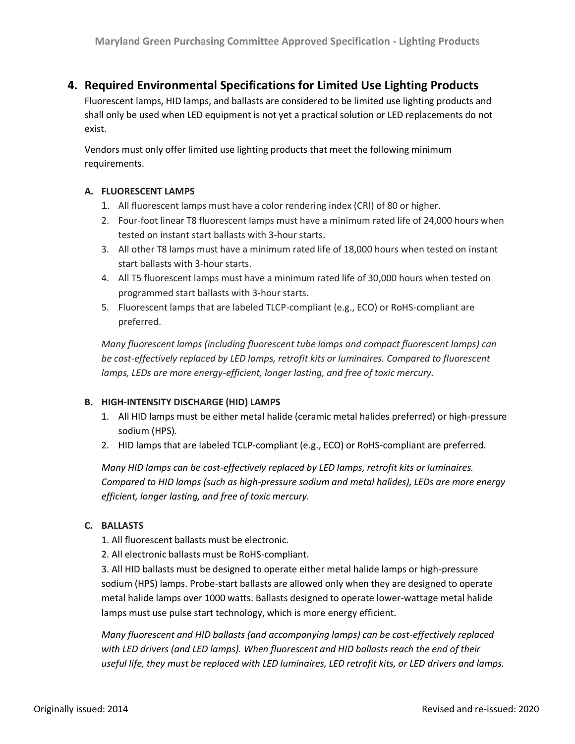## 4. Required Environmental Specifications for Limited Use Lighting Products

Fluorescent lamps, HID lamps, and ballasts are considered to be limited use lighting products and shall only be used when LED equipment is not yet a practical solution or LED replacements do not exist.

Vendors must only offer limited use lighting products that meet the following minimum requirements.

### A. FLUORESCENT LAMPS

1. All fluorescent lamps must have a color rendering index (CRI) of 80 or higher.
2. Four-foot linear T8 fluorescent lamps must have a minimum rated life of 24,000 hours when tested on instant start ballasts with 3-hour starts.
3. All other T8 lamps must have a minimum rated life of 18,000 hours when tested on instant start ballasts with 3-hour starts.
4. All T5 fluorescent lamps must have a minimum rated life of 30,000 hours when tested on programmed start ballasts with 3-hour starts.
5. Fluorescent lamps that are labeled TLCP-compliant (e.g., ECO) or RoHS-compliant are preferred.

*Many fluorescent lamps (including fluorescent tube lamps and compact fluorescent lamps) can be cost-effectively replaced by LED lamps, retrofit kits or luminaires. Compared to fluorescent lamps, LEDs are more energy-efficient, longer lasting, and free of toxic mercury.*

### B. HIGH-INTENSITY DISCHARGE (HID) LAMPS

1. All HID lamps must be either metal halide (ceramic metal halides preferred) or high-pressure sodium (HPS).
2. HID lamps that are labeled TCLP-compliant (e.g., ECO) or RoHS-compliant are preferred.

*Many HID lamps can be cost-effectively replaced by LED lamps, retrofit kits or luminaires. Compared to HID lamps (such as high-pressure sodium and metal halides), LEDs are more energy efficient, longer lasting, and free of toxic mercury.*

### C. BALLASTS

1. All fluorescent ballasts must be electronic.
2. All electronic ballasts must be RoHS-compliant.
3. All HID ballasts must be designed to operate either metal halide lamps or high-pressure sodium (HPS) lamps. Probe-start ballasts are allowed only when they are designed to operate metal halide lamps over 1000 watts. Ballasts designed to operate lower-wattage metal halide lamps must use pulse start technology, which is more energy efficient.

*Many fluorescent and HID ballasts (and accompanying lamps) can be cost-effectively replaced with LED drivers (and LED lamps). When fluorescent and HID ballasts reach the end of their useful life, they must be replaced with LED luminaires, LED retrofit kits, or LED drivers and lamps.*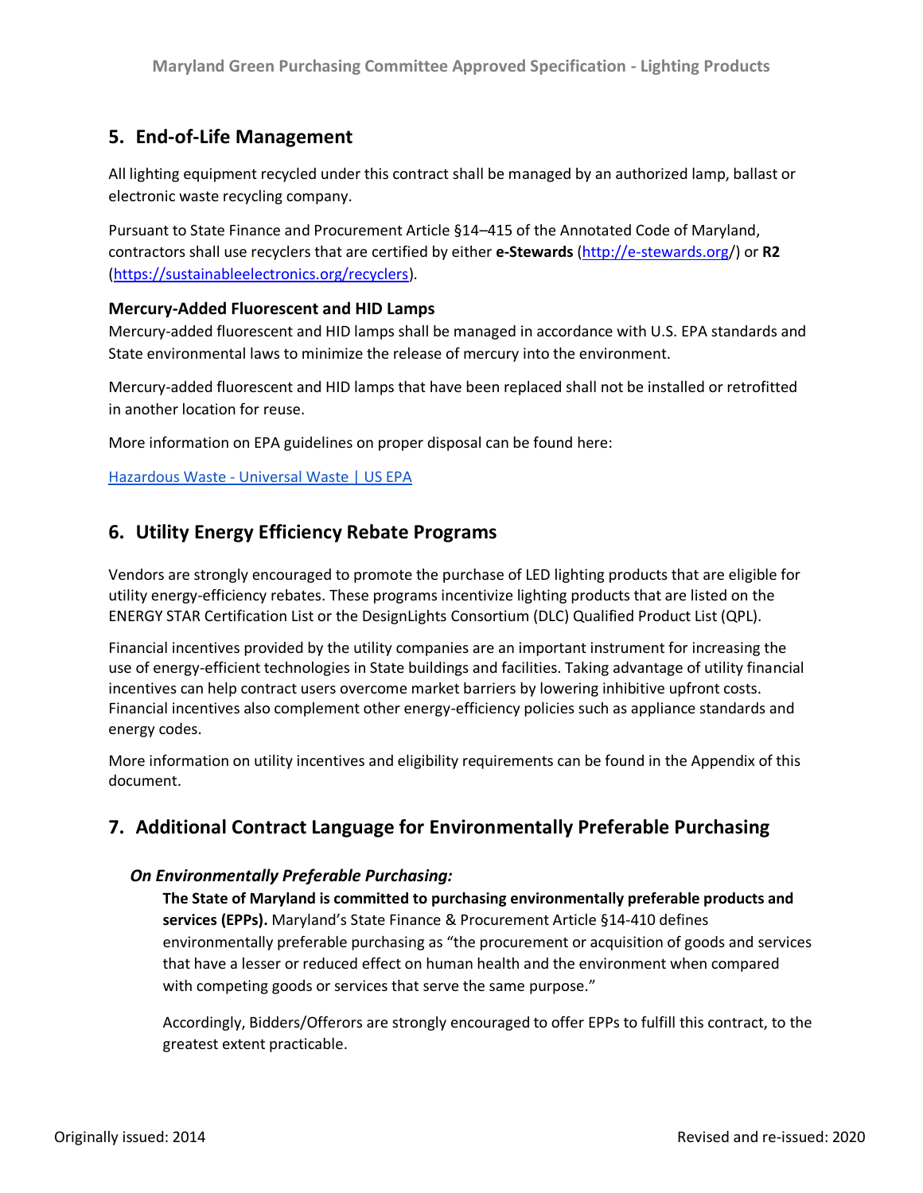## 5. End-of-Life Management

All lighting equipment recycled under this contract shall be managed by an authorized lamp, ballast or electronic waste recycling company.

Pursuant to State Finance and Procurement Article §14–415 of the Annotated Code of Maryland, contractors shall use recyclers that are certified by either **e-Stewards** ([http://e-stewards.org/](http://e-stewards.org/)) or **R2** ([https://sustainableelectronics.org/recyclers](https://sustainableelectronics.org/recyclers)).

### Mercury-Added Fluorescent and HID Lamps

Mercury-added fluorescent and HID lamps shall be managed in accordance with U.S. EPA standards and State environmental laws to minimize the release of mercury into the environment.

Mercury-added fluorescent and HID lamps that have been replaced shall not be installed or retrofitted in another location for reuse.

More information on EPA guidelines on proper disposal can be found here:

Hazardous Waste - Universal Waste | US EPA

## 6. Utility Energy Efficiency Rebate Programs

Vendors are strongly encouraged to promote the purchase of LED lighting products that are eligible for utility energy-efficiency rebates. These programs incentivize lighting products that are listed on the ENERGY STAR Certification List or the DesignLights Consortium (DLC) Qualified Product List (QPL).

Financial incentives provided by the utility companies are an important instrument for increasing the use of energy-efficient technologies in State buildings and facilities. Taking advantage of utility financial incentives can help contract users overcome market barriers by lowering inhibitive upfront costs. Financial incentives also complement other energy-efficiency policies such as appliance standards and energy codes.

More information on utility incentives and eligibility requirements can be found in the Appendix of this document.

## 7. Additional Contract Language for Environmentally Preferable Purchasing

### *On Environmentally Preferable Purchasing:*

**The State of Maryland is committed to purchasing environmentally preferable products and services (EPPs).** Maryland's State Finance & Procurement Article §14-410 defines environmentally preferable purchasing as "the procurement or acquisition of goods and services that have a lesser or reduced effect on human health and the environment when compared with competing goods or services that serve the same purpose."

Accordingly, Bidders/Offerors are strongly encouraged to offer EPPs to fulfill this contract, to the greatest extent practicable.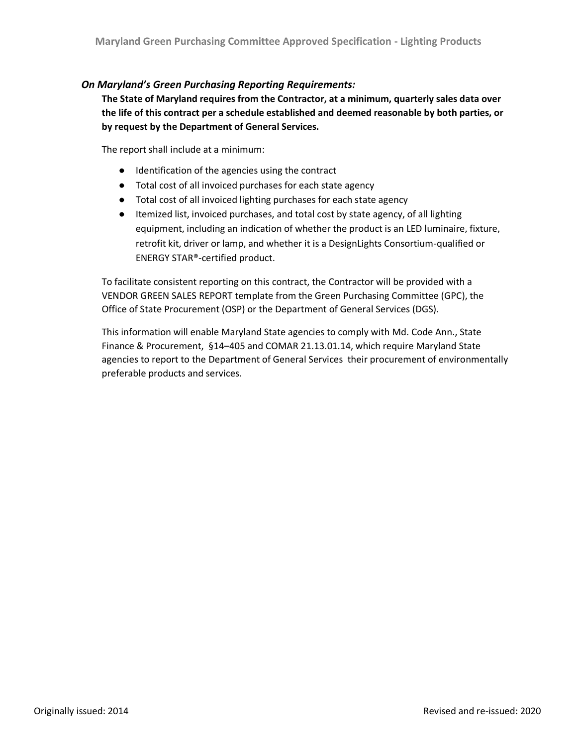### *On Maryland's Green Purchasing Reporting Requirements:*

**The State of Maryland requires from the Contractor, at a minimum, quarterly sales data over the life of this contract per a schedule established and deemed reasonable by both parties, or by request by the Department of General Services.**

The report shall include at a minimum:

- Identification of the agencies using the contract
- Total cost of all invoiced purchases for each state agency
- Total cost of all invoiced lighting purchases for each state agency
- Itemized list, invoiced purchases, and total cost by state agency, of all lighting equipment, including an indication of whether the product is an LED luminaire, fixture, retrofit kit, driver or lamp, and whether it is a DesignLights Consortium-qualified or ENERGY STAR®-certified product.

To facilitate consistent reporting on this contract, the Contractor will be provided with a VENDOR GREEN SALES REPORT template from the Green Purchasing Committee (GPC), the Office of State Procurement (OSP) or the Department of General Services (DGS).

This information will enable Maryland State agencies to comply with Md. Code Ann., State Finance & Procurement, §14–405 and COMAR 21.13.01.14, which require Maryland State agencies to report to the Department of General Services their procurement of environmentally preferable products and services.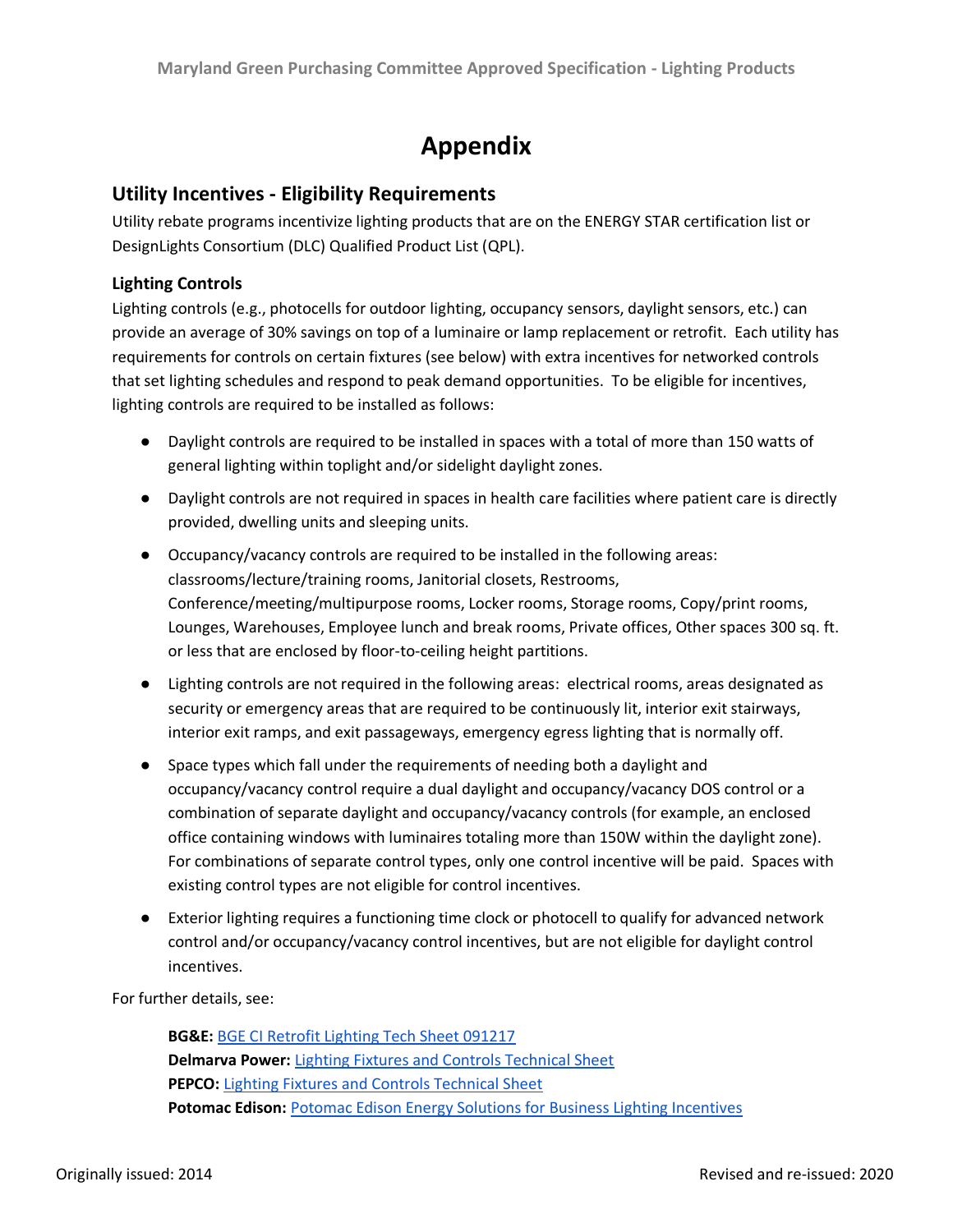# Appendix

## Utility Incentives - Eligibility Requirements

Utility rebate programs incentivize lighting products that are on the ENERGY STAR certification list or DesignLights Consortium (DLC) Qualified Product List (QPL).

### Lighting Controls

Lighting controls (e.g., photocells for outdoor lighting, occupancy sensors, daylight sensors, etc.) can provide an average of 30% savings on top of a luminaire or lamp replacement or retrofit. Each utility has requirements for controls on certain fixtures (see below) with extra incentives for networked controls that set lighting schedules and respond to peak demand opportunities. To be eligible for incentives, lighting controls are required to be installed as follows:

- Daylight controls are required to be installed in spaces with a total of more than 150 watts of general lighting within toplight and/or sidelight daylight zones.
- Daylight controls are not required in spaces in health care facilities where patient care is directly provided, dwelling units and sleeping units.
- Occupancy/vacancy controls are required to be installed in the following areas: classrooms/lecture/training rooms, Janitorial closets, Restrooms, Conference/meeting/multipurpose rooms, Locker rooms, Storage rooms, Copy/print rooms, Lounges, Warehouses, Employee lunch and break rooms, Private offices, Other spaces 300 sq. ft. or less that are enclosed by floor-to-ceiling height partitions.
- Lighting controls are not required in the following areas: electrical rooms, areas designated as security or emergency areas that are required to be continuously lit, interior exit stairways, interior exit ramps, and exit passageways, emergency egress lighting that is normally off.
- Space types which fall under the requirements of needing both a daylight and occupancy/vacancy control require a dual daylight and occupancy/vacancy DOS control or a combination of separate daylight and occupancy/vacancy controls (for example, an enclosed office containing windows with luminaires totaling more than 150W within the daylight zone). For combinations of separate control types, only one control incentive will be paid. Spaces with existing control types are not eligible for control incentives.
- Exterior lighting requires a functioning time clock or photocell to qualify for advanced network control and/or occupancy/vacancy control incentives, but are not eligible for daylight control incentives.

For further details, see:

**BG&E:** BGE CI Retrofit Lighting Tech Sheet 091217
**Delmarva Power:** Lighting Fixtures and Controls Technical Sheet
**PEPCO:** Lighting Fixtures and Controls Technical Sheet
**Potomac Edison:** Potomac Edison Energy Solutions for Business Lighting Incentives